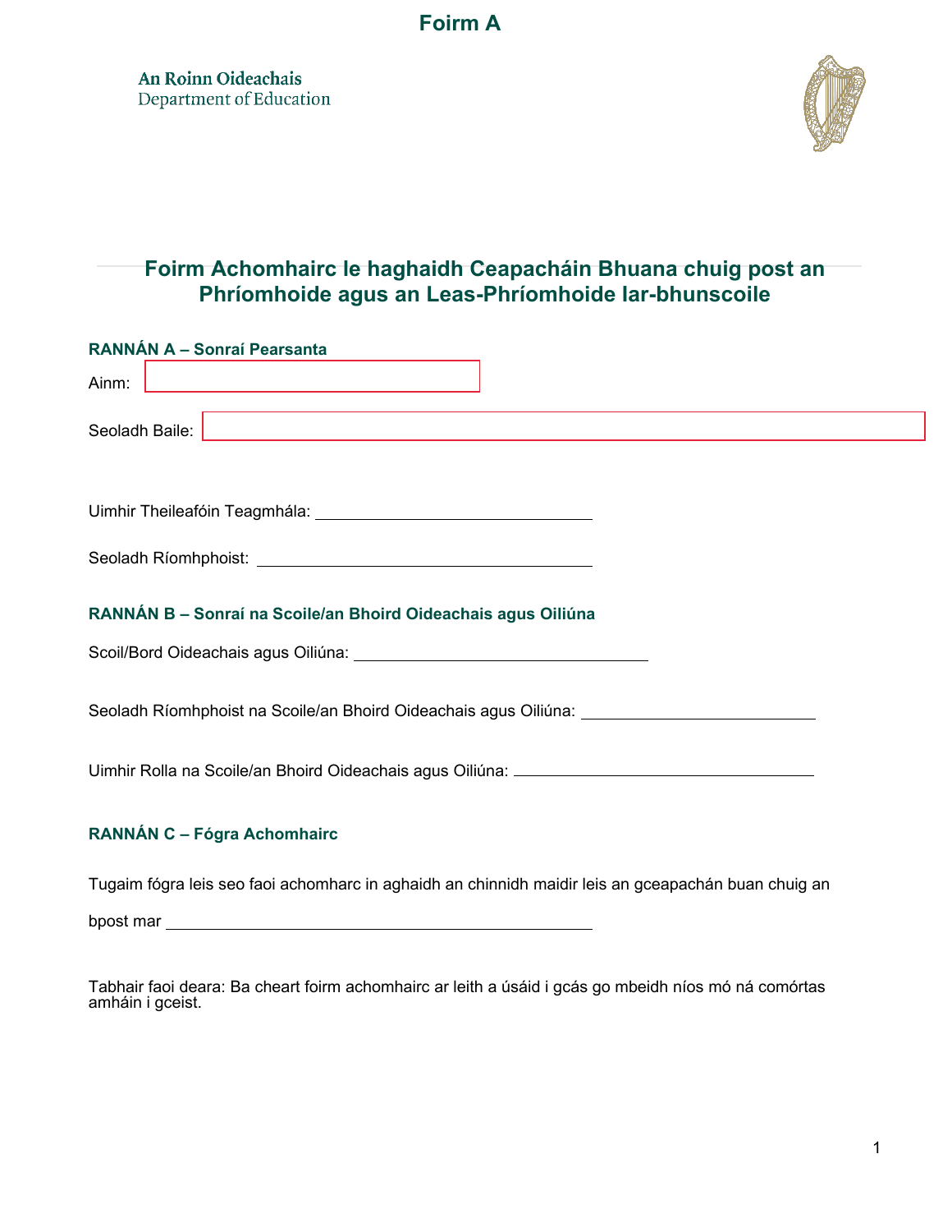# Foirm A

An Roinn Oideachais
Department of Education

## Foirm Achomhairc le haghaidh Ceapacháin Bhuana chuig post an Phríomhoide agus an Leas-Phríomhoide Iar-bhunscoile

### RANNÁN A – Sonraí Pearsanta

Ainm: ______________________________

Seoladh Baile: ______________________________

Uimhir Theileafóin Teagmhála: ______________________________

Seoladh Ríomhphoist: ______________________________

### RANNÁN B – Sonraí na Scoile/an Bhoird Oideachais agus Oiliúna

Scoil/Bord Oideachais agus Oiliúna: ______________________________

Seoladh Ríomhphoist na Scoile/an Bhoird Oideachais agus Oiliúna: ______________________________

Uimhir Rolla na Scoile/an Bhoird Oideachais agus Oiliúna: ______________________________

### RANNÁN C – Fógra Achomhairc

Tugaim fógra leis seo faoi achomharc in aghaidh an chinnidh maidir leis an gceapachán buan chuig an bpost mar ______________________________

Tabhair faoi deara: Ba cheart foirm achomhairc ar leith a úsáid i gcás go mbeidh níos mó ná comórtas amháin i gceist.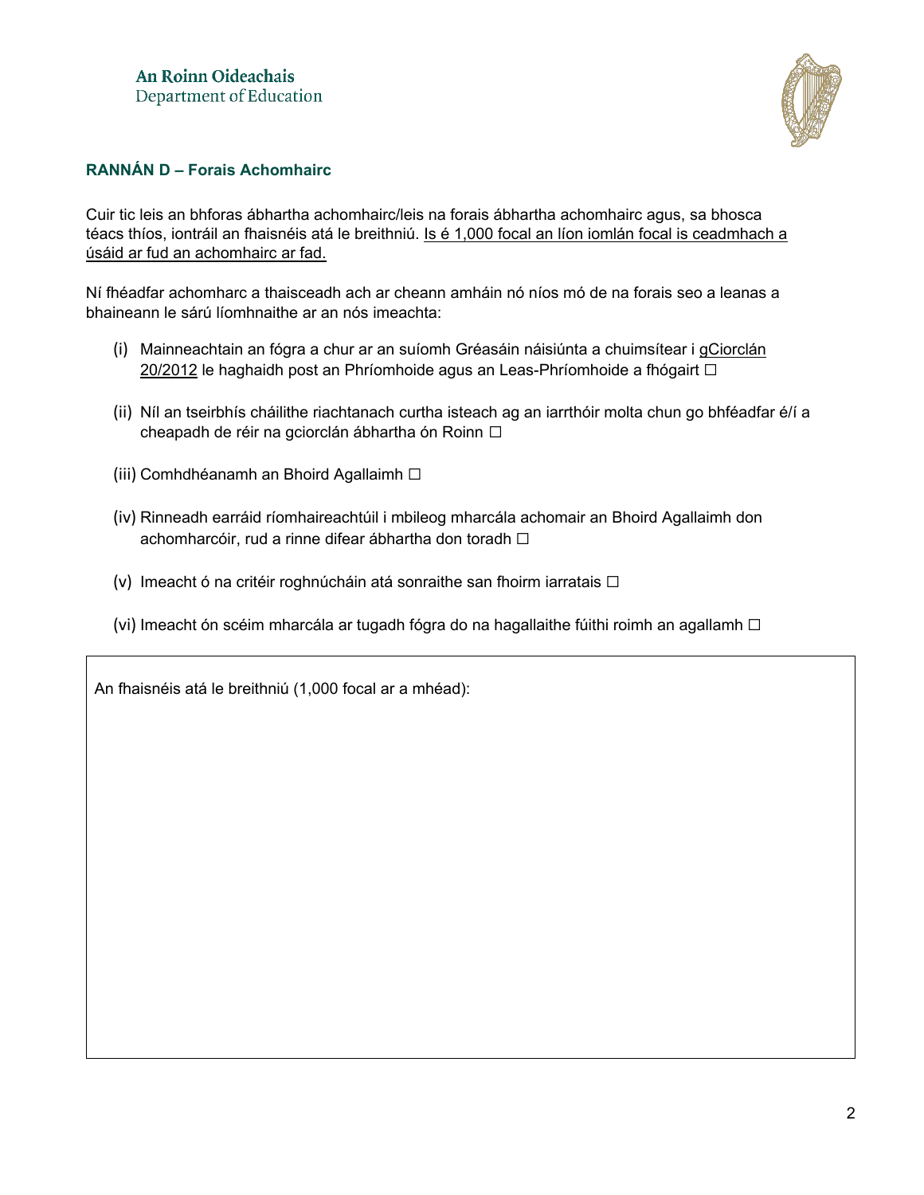An Roinn Oideachais
Department of Education

## RANNÁN D – Forais Achomhairc

Cuir tic leis an bhforas ábhartha achomhairc/leis na forais ábhartha achomhairc agus, sa bhosca téacs thíos, iontráil an fhaisnéis atá le breithniú. Is é 1,000 focal an líon iomlán focal is ceadmhach a úsáid ar fud an achomhairc ar fad.

Ní fhéadfar achomharc a thaisceadh ach ar cheann amháin nó níos mó de na forais seo a leanas a bhaineann le sárú líomhnaithe ar an nós imeachta:

(i) Mainneachtain an fógra a chur ar an suíomh Gréasáin náisiúnta a chuimsítear i gCiorclán 20/2012 le haghaidh post an Phríomhoide agus an Leas-Phríomhoide a fhógairt ☐

(ii) Níl an tseirbhís cháilithe riachtanach curtha isteach ag an iarrthóir molta chun go bhféadfar é/í a cheapadh de réir na gciorclán ábhartha ón Roinn ☐

(iii) Comhdhéanamh an Bhoird Agallaimh ☐

(iv) Rinneadh earráid ríomhaireachtúil i mbileog mharcála achomair an Bhoird Agallaimh don achomharcóir, rud a rinne difear ábhartha don toradh ☐

(v) Imeacht ó na critéir roghnúcháin atá sonraithe san fhoirm iarratais ☐

(vi) Imeacht ón scéim mharcála ar tugadh fógra do na hagallaithe fúithi roimh an agallamh ☐

| An fhaisnéis atá le breithniú (1,000 focal ar a mhéad): |
| --- |
| |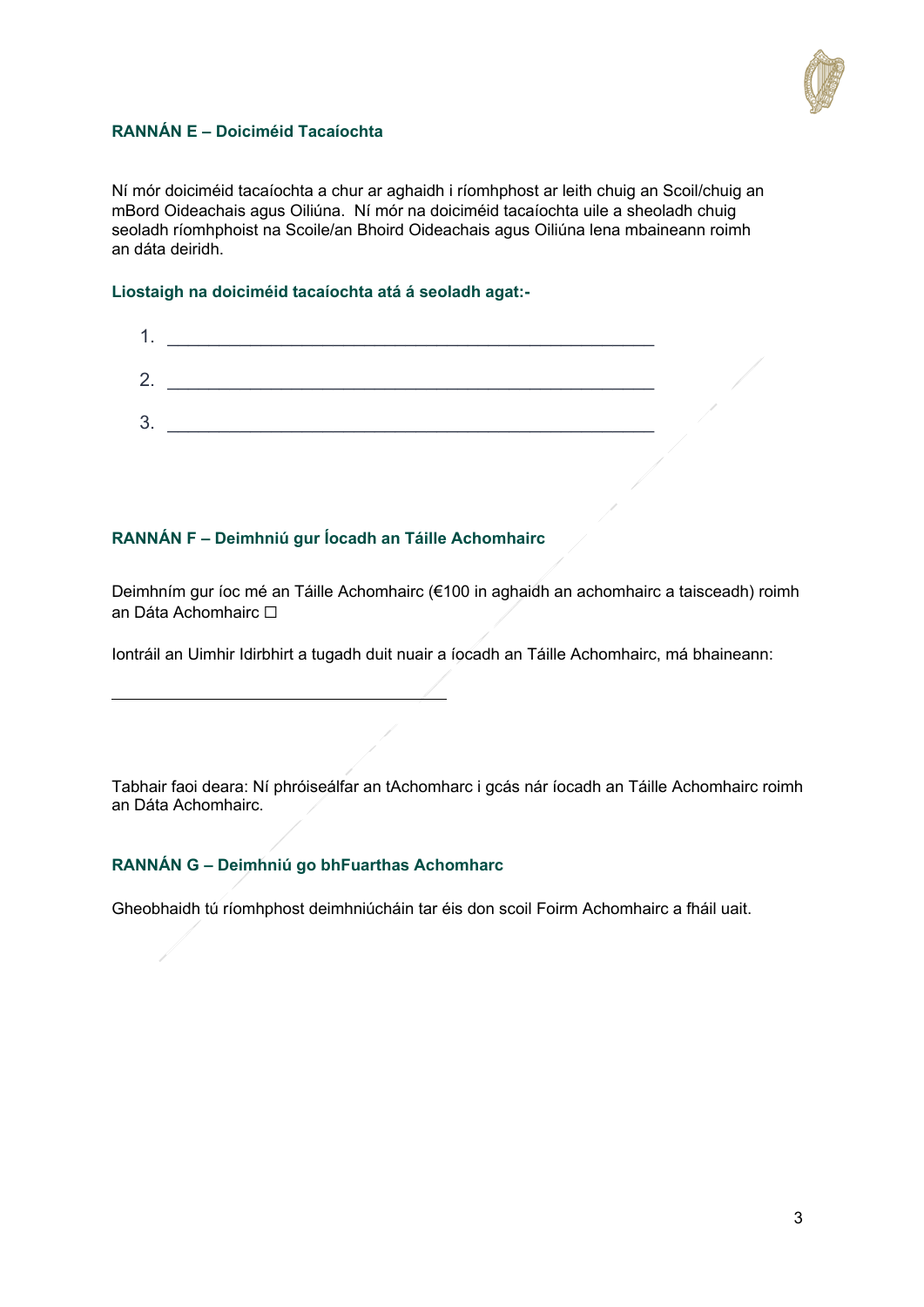## RANNÁN E – Doiciméid Tacaíochta

Ní mór doiciméid tacaíochta a chur ar aghaidh i ríomhphost ar leith chuig an Scoil/chuig an mBord Oideachais agus Oiliúna. Ní mór na doiciméid tacaíochta uile a sheoladh chuig seoladh ríomhphoist na Scoile/an Bhoird Oideachais agus Oiliúna lena mbaineann roimh an dáta deiridh.

### Liostaigh na doiciméid tacaíochta atá á seoladh agat:-

1. \_\_\_\_\_\_\_\_\_\_\_\_\_\_\_\_\_\_\_\_\_\_\_\_\_\_\_\_\_\_\_\_\_\_\_\_\_\_\_\_\_\_\_\_\_\_\_\_
2. \_\_\_\_\_\_\_\_\_\_\_\_\_\_\_\_\_\_\_\_\_\_\_\_\_\_\_\_\_\_\_\_\_\_\_\_\_\_\_\_\_\_\_\_\_\_\_\_
3. \_\_\_\_\_\_\_\_\_\_\_\_\_\_\_\_\_\_\_\_\_\_\_\_\_\_\_\_\_\_\_\_\_\_\_\_\_\_\_\_\_\_\_\_\_\_\_\_

## RANNÁN F – Deimhniú gur Íocadh an Táille Achomhairc

Deimhním gur íoc mé an Táille Achomhairc (€100 in aghaidh an achomhairc a taisceadh) roimh an Dáta Achomhairc ☐

Iontráil an Uimhir Idirbhirt a tugadh duit nuair a íocadh an Táille Achomhairc, má bhaineann:

\_\_\_\_\_\_\_\_\_\_\_\_\_\_\_\_\_\_\_\_\_\_\_\_\_\_\_\_\_\_\_\_\_\_\_\_

Tabhair faoi deara: Ní phróiseálfar an tAchomharc i gcás nár íocadh an Táille Achomhairc roimh an Dáta Achomhairc.

## RANNÁN G – Deimhniú go bhFuarthas Achomharc

Gheobhaidh tú ríomhphost deimhniúcháin tar éis don scoil Foirm Achomhairc a fháil uait.